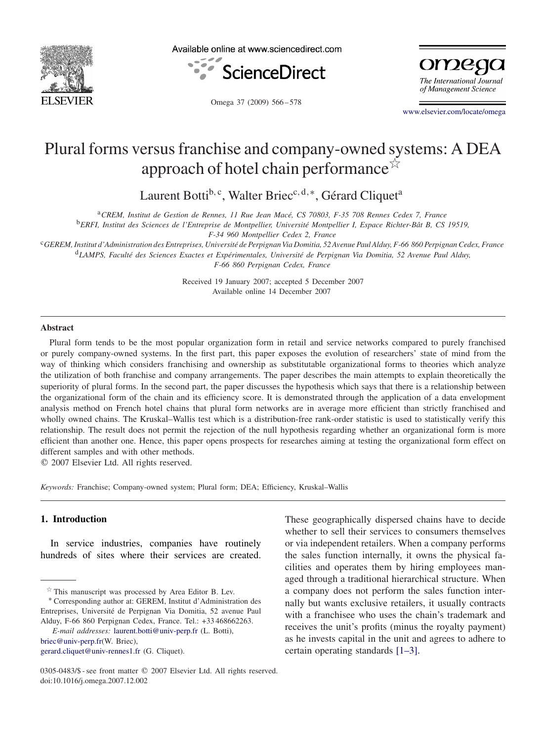# Plural forms versus franchise and company-owned systems: A DEA approach of hotel chain performance☆

Laurent Botti[b,c], Walter Briec[c,d,*], Gérard Cliquet[a]

[a] *CREM, Institut de Gestion de Rennes, 11 Rue Jean Macé, CS 70803, F-35 708 Rennes Cedex 7, France*

[b] *ERFI, Institut des Sciences de l'Entreprise de Montpellier, Université Montpellier I, Espace Richter-Bât B, CS 19519, F-34 960 Montpellier Cedex 2, France*

[c] *GEREM, Institut d'Administration des Entreprises, Université de Perpignan Via Domitia, 52 Avenue Paul Alduy, F-66 860 Perpignan Cedex, France*

[d] *LAMPS, Faculté des Sciences Exactes et Expérimentales, Université de Perpignan Via Domitia, 52 Avenue Paul Alduy, F-66 860 Perpignan Cedex, France*

Received 19 January 2007; accepted 5 December 2007
Available online 14 December 2007

## Abstract

Plural form tends to be the most popular organization form in retail and service networks compared to purely franchised or purely company-owned systems. In the first part, this paper exposes the evolution of researchers' state of mind from the way of thinking which considers franchising and ownership as substitutable organizational forms to theories which analyze the utilization of both franchise and company arrangements. The paper describes the main attempts to explain theoretically the superiority of plural forms. In the second part, the paper discusses the hypothesis which says that there is a relationship between the organizational form of the chain and its efficiency score. It is demonstrated through the application of a data envelopment analysis method on French hotel chains that plural form networks are in average more efficient than strictly franchised and wholly owned chains. The Kruskal–Wallis test which is a distribution-free rank-order statistic is used to statistically verify this relationship. The result does not permit the rejection of the null hypothesis regarding whether an organizational form is more efficient than another one. Hence, this paper opens prospects for researches aiming at testing the organizational form effect on different samples and with other methods.
© 2007 Elsevier Ltd. All rights reserved.

*Keywords:* Franchise; Company-owned system; Plural form; DEA; Efficiency, Kruskal–Wallis

## 1. Introduction

In service industries, companies have routinely hundreds of sites where their services are created. These geographically dispersed chains have to decide whether to sell their services to consumers themselves or via independent retailers. When a company performs the sales function internally, it owns the physical facilities and operates them by hiring employees managed through a traditional hierarchical structure. When a company does not perform the sales function internally but wants exclusive retailers, it usually contracts with a franchisee who uses the chain's trademark and receives the unit's profits (minus the royalty payment) as he invests capital in the unit and agrees to adhere to certain operating standards [1–3].

---

☆ This manuscript was processed by Area Editor B. Lev.

\* Corresponding author at: GEREM, Institut d'Administration des Entreprises, Université de Perpignan Via Domitia, 52 avenue Paul Alduy, F-66 860 Perpignan Cedex, France. Tel.: +33 468662263.

*E-mail addresses:* laurent.botti@univ-perp.fr (L. Botti), briec@univ-perp.fr(W. Briec), gerard.cliquet@univ-rennes1.fr (G. Cliquet).

0305-0483/$ - see front matter © 2007 Elsevier Ltd. All rights reserved.
doi:10.1016/j.omega.2007.12.002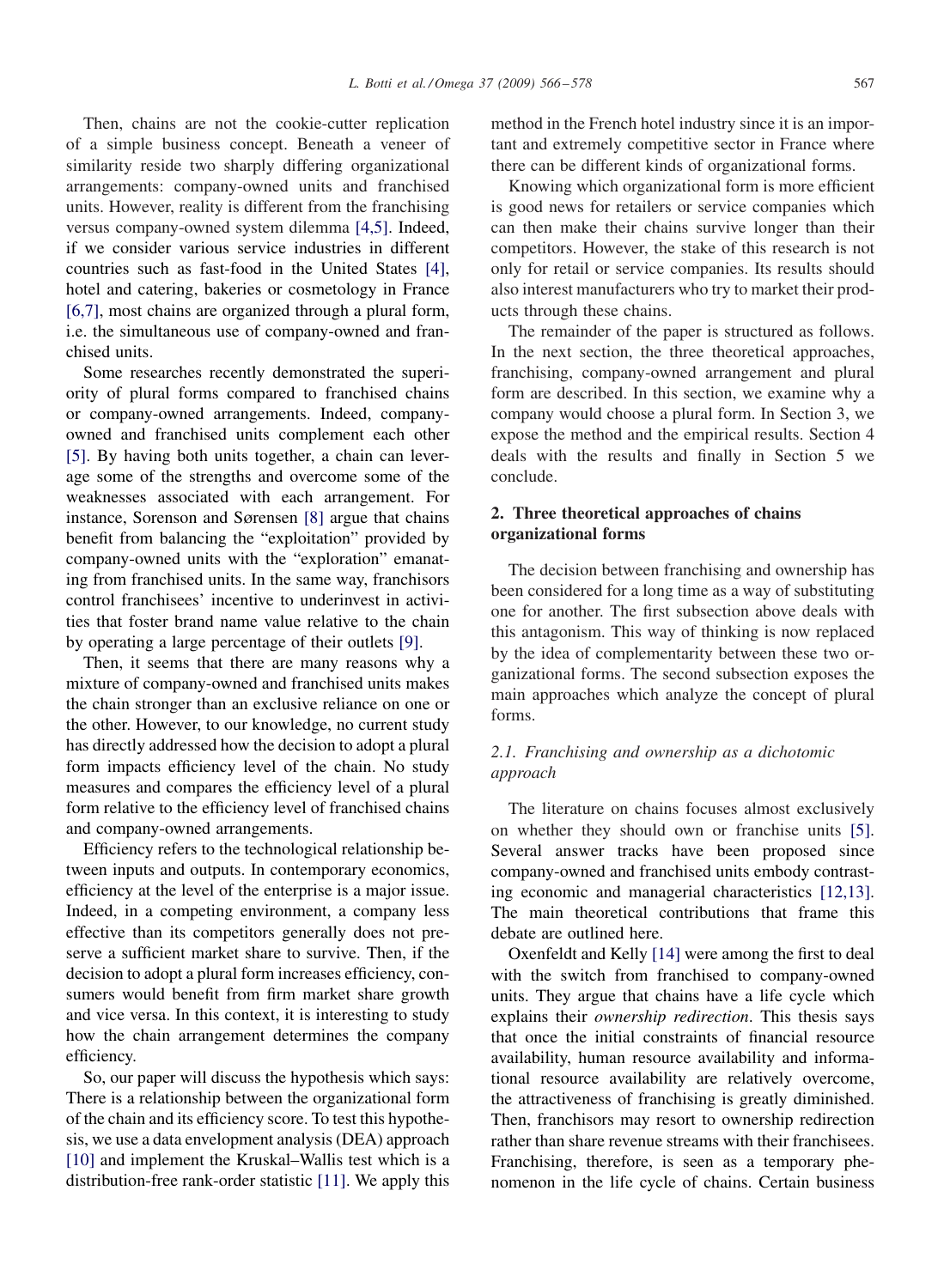Then, chains are not the cookie-cutter replication of a simple business concept. Beneath a veneer of similarity reside two sharply differing organizational arrangements: company-owned units and franchised units. However, reality is different from the franchising versus company-owned system dilemma [4,5]. Indeed, if we consider various service industries in different countries such as fast-food in the United States [4], hotel and catering, bakeries or cosmetology in France [6,7], most chains are organized through a plural form, i.e. the simultaneous use of company-owned and franchised units.

Some researches recently demonstrated the superiority of plural forms compared to franchised chains or company-owned arrangements. Indeed, company-owned and franchised units complement each other [5]. By having both units together, a chain can leverage some of the strengths and overcome some of the weaknesses associated with each arrangement. For instance, Sorenson and Sørensen [8] argue that chains benefit from balancing the "exploitation" provided by company-owned units with the "exploration" emanating from franchised units. In the same way, franchisors control franchisees' incentive to underinvest in activities that foster brand name value relative to the chain by operating a large percentage of their outlets [9].

Then, it seems that there are many reasons why a mixture of company-owned and franchised units makes the chain stronger than an exclusive reliance on one or the other. However, to our knowledge, no current study has directly addressed how the decision to adopt a plural form impacts efficiency level of the chain. No study measures and compares the efficiency level of a plural form relative to the efficiency level of franchised chains and company-owned arrangements.

Efficiency refers to the technological relationship between inputs and outputs. In contemporary economics, efficiency at the level of the enterprise is a major issue. Indeed, in a competing environment, a company less effective than its competitors generally does not preserve a sufficient market share to survive. Then, if the decision to adopt a plural form increases efficiency, consumers would benefit from firm market share growth and vice versa. In this context, it is interesting to study how the chain arrangement determines the company efficiency.

So, our paper will discuss the hypothesis which says: There is a relationship between the organizational form of the chain and its efficiency score. To test this hypothesis, we use a data envelopment analysis (DEA) approach [10] and implement the Kruskal–Wallis test which is a distribution-free rank-order statistic [11]. We apply this method in the French hotel industry since it is an important and extremely competitive sector in France where there can be different kinds of organizational forms.

Knowing which organizational form is more efficient is good news for retailers or service companies which can then make their chains survive longer than their competitors. However, the stake of this research is not only for retail or service companies. Its results should also interest manufacturers who try to market their products through these chains.

The remainder of the paper is structured as follows. In the next section, the three theoretical approaches, franchising, company-owned arrangement and plural form are described. In this section, we examine why a company would choose a plural form. In Section 3, we expose the method and the empirical results. Section 4 deals with the results and finally in Section 5 we conclude.

## 2. Three theoretical approaches of chains organizational forms

The decision between franchising and ownership has been considered for a long time as a way of substituting one for another. The first subsection above deals with this antagonism. This way of thinking is now replaced by the idea of complementarity between these two organizational forms. The second subsection exposes the main approaches which analyze the concept of plural forms.

### 2.1. Franchising and ownership as a dichotomic approach

The literature on chains focuses almost exclusively on whether they should own or franchise units [5]. Several answer tracks have been proposed since company-owned and franchised units embody contrasting economic and managerial characteristics [12,13]. The main theoretical contributions that frame this debate are outlined here.

Oxenfeldt and Kelly [14] were among the first to deal with the switch from franchised to company-owned units. They argue that chains have a life cycle which explains their *ownership redirection*. This thesis says that once the initial constraints of financial resource availability, human resource availability and informational resource availability are relatively overcome, the attractiveness of franchising is greatly diminished. Then, franchisors may resort to ownership redirection rather than share revenue streams with their franchisees. Franchising, therefore, is seen as a temporary phenomenon in the life cycle of chains. Certain business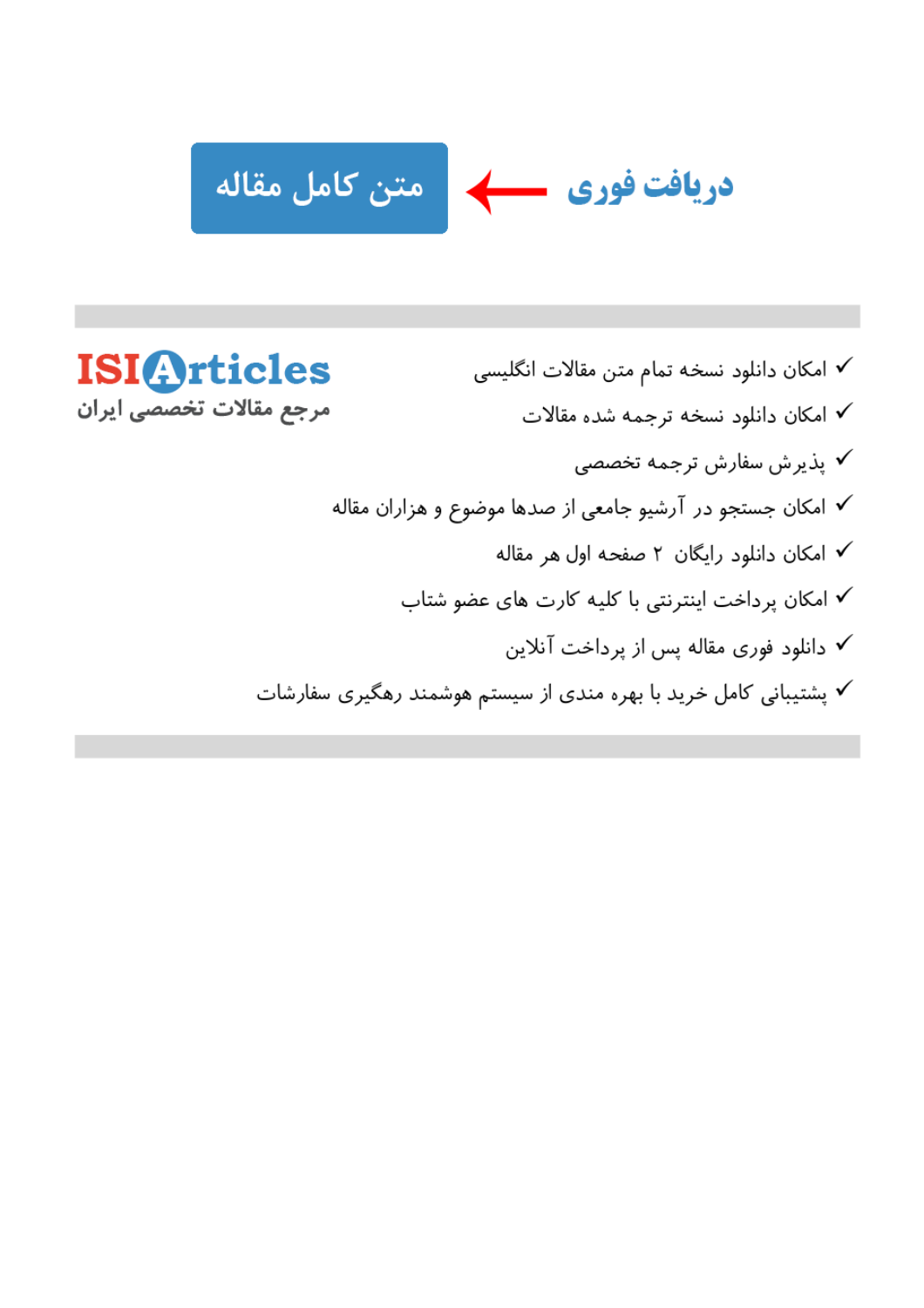دریافت فوری ← متن کامل مقاله

**ISIArticles**
مرجع مقالات تخصصی ایران

- ✓ امکان دانلود نسخه تمام متن مقالات انگلیسی
- ✓ امکان دانلود نسخه ترجمه شده مقالات
- ✓ پذیرش سفارش ترجمه تخصصی
- ✓ امکان جستجو در آرشیو جامعی از صدها موضوع و هزاران مقاله
- ✓ امکان دانلود رایگان ۲ صفحه اول هر مقاله
- ✓ امکان پرداخت اینترنتی با کلیه کارت های عضو شتاب
- ✓ دانلود فوری مقاله پس از پرداخت آنلاین
- ✓ پشتیبانی کامل خرید با بهره مندی از سیستم هوشمند رهگیری سفارشات